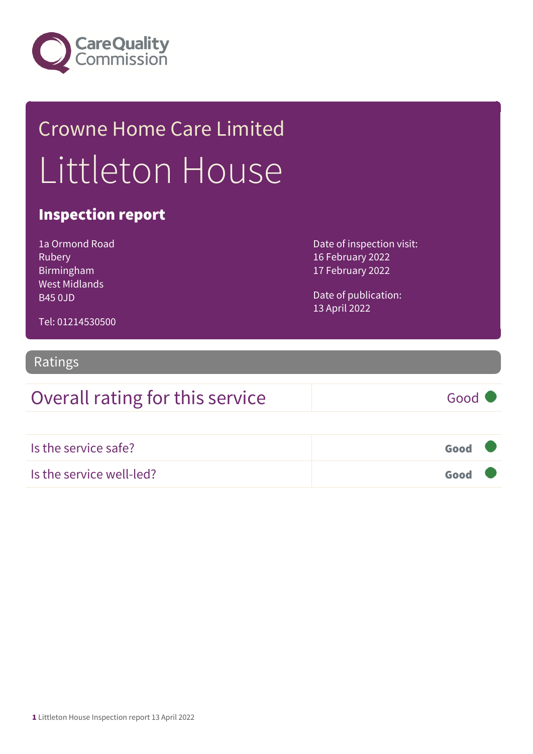Care Quality Commission

# Crowne Home Care Limited

# Littleton House

## Inspection report

1a Ormond Road
Rubery
Birmingham
West Midlands
B45 0JD

Tel: 01214530500

Date of inspection visit:
16 February 2022
17 February 2022

Date of publication:
13 April 2022

## Ratings

| Overall rating for this service | Good |
| --- | --- |

| Is the service safe? | Good |
| --- | --- |
| Is the service well-led? | Good |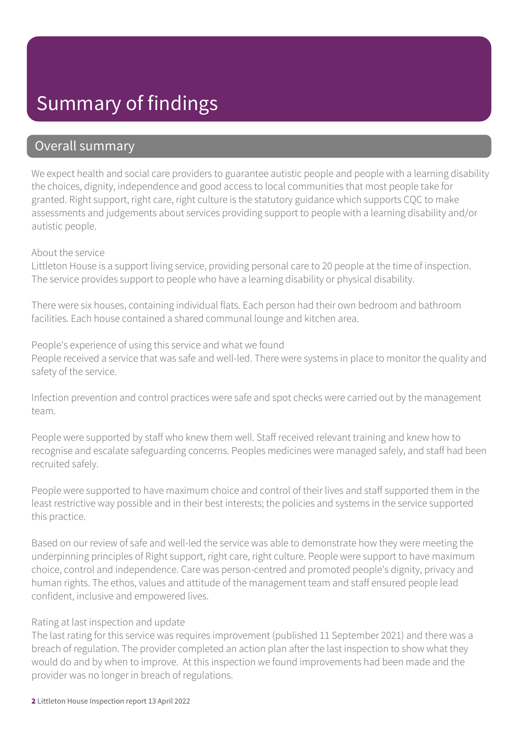# Summary of findings

## Overall summary

We expect health and social care providers to guarantee autistic people and people with a learning disability the choices, dignity, independence and good access to local communities that most people take for granted. Right support, right care, right culture is the statutory guidance which supports CQC to make assessments and judgements about services providing support to people with a learning disability and/or autistic people.

About the service
Littleton House is a support living service, providing personal care to 20 people at the time of inspection. The service provides support to people who have a learning disability or physical disability.

There were six houses, containing individual flats. Each person had their own bedroom and bathroom facilities. Each house contained a shared communal lounge and kitchen area.

People's experience of using this service and what we found
People received a service that was safe and well-led. There were systems in place to monitor the quality and safety of the service.

Infection prevention and control practices were safe and spot checks were carried out by the management team.

People were supported by staff who knew them well. Staff received relevant training and knew how to recognise and escalate safeguarding concerns. Peoples medicines were managed safely, and staff had been recruited safely.

People were supported to have maximum choice and control of their lives and staff supported them in the least restrictive way possible and in their best interests; the policies and systems in the service supported this practice.

Based on our review of safe and well-led the service was able to demonstrate how they were meeting the underpinning principles of Right support, right care, right culture. People were support to have maximum choice, control and independence. Care was person-centred and promoted people's dignity, privacy and human rights. The ethos, values and attitude of the management team and staff ensured people lead confident, inclusive and empowered lives.

Rating at last inspection and update
The last rating for this service was requires improvement (published 11 September 2021) and there was a breach of regulation. The provider completed an action plan after the last inspection to show what they would do and by when to improve. At this inspection we found improvements had been made and the provider was no longer in breach of regulations.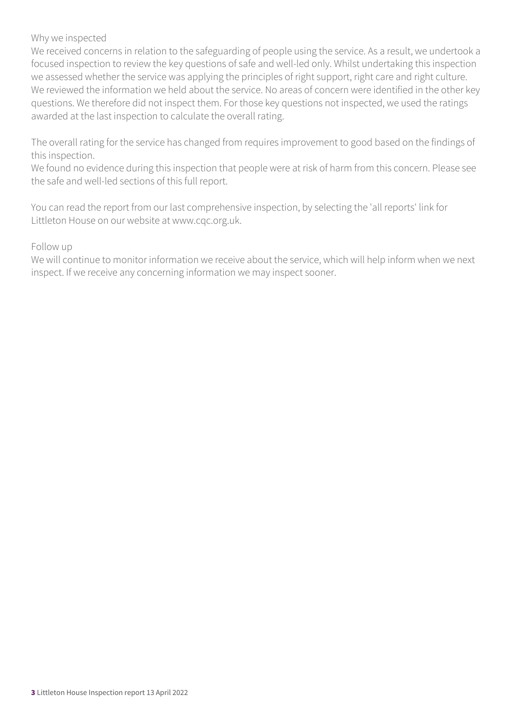Why we inspected

We received concerns in relation to the safeguarding of people using the service. As a result, we undertook a focused inspection to review the key questions of safe and well-led only. Whilst undertaking this inspection we assessed whether the service was applying the principles of right support, right care and right culture. We reviewed the information we held about the service. No areas of concern were identified in the other key questions. We therefore did not inspect them. For those key questions not inspected, we used the ratings awarded at the last inspection to calculate the overall rating.

The overall rating for the service has changed from requires improvement to good based on the findings of this inspection.

We found no evidence during this inspection that people were at risk of harm from this concern. Please see the safe and well-led sections of this full report.

You can read the report from our last comprehensive inspection, by selecting the 'all reports' link for Littleton House on our website at www.cqc.org.uk.

Follow up

We will continue to monitor information we receive about the service, which will help inform when we next inspect. If we receive any concerning information we may inspect sooner.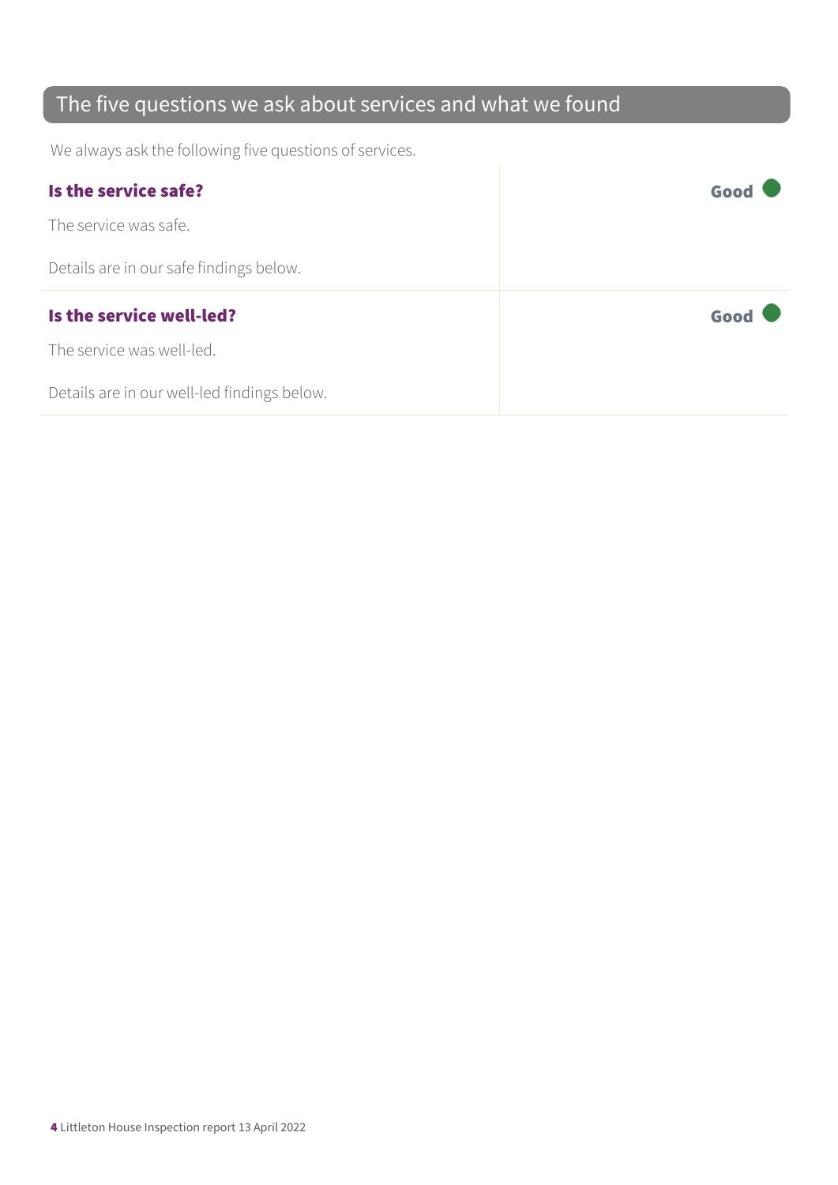## The five questions we ask about services and what we found

We always ask the following five questions of services.

| | |
|---|---|
| **Is the service safe?**<br><br>The service was safe.<br><br>Details are in our safe findings below. | **Good** |
| **Is the service well-led?**<br><br>The service was well-led.<br><br>Details are in our well-led findings below. | **Good** |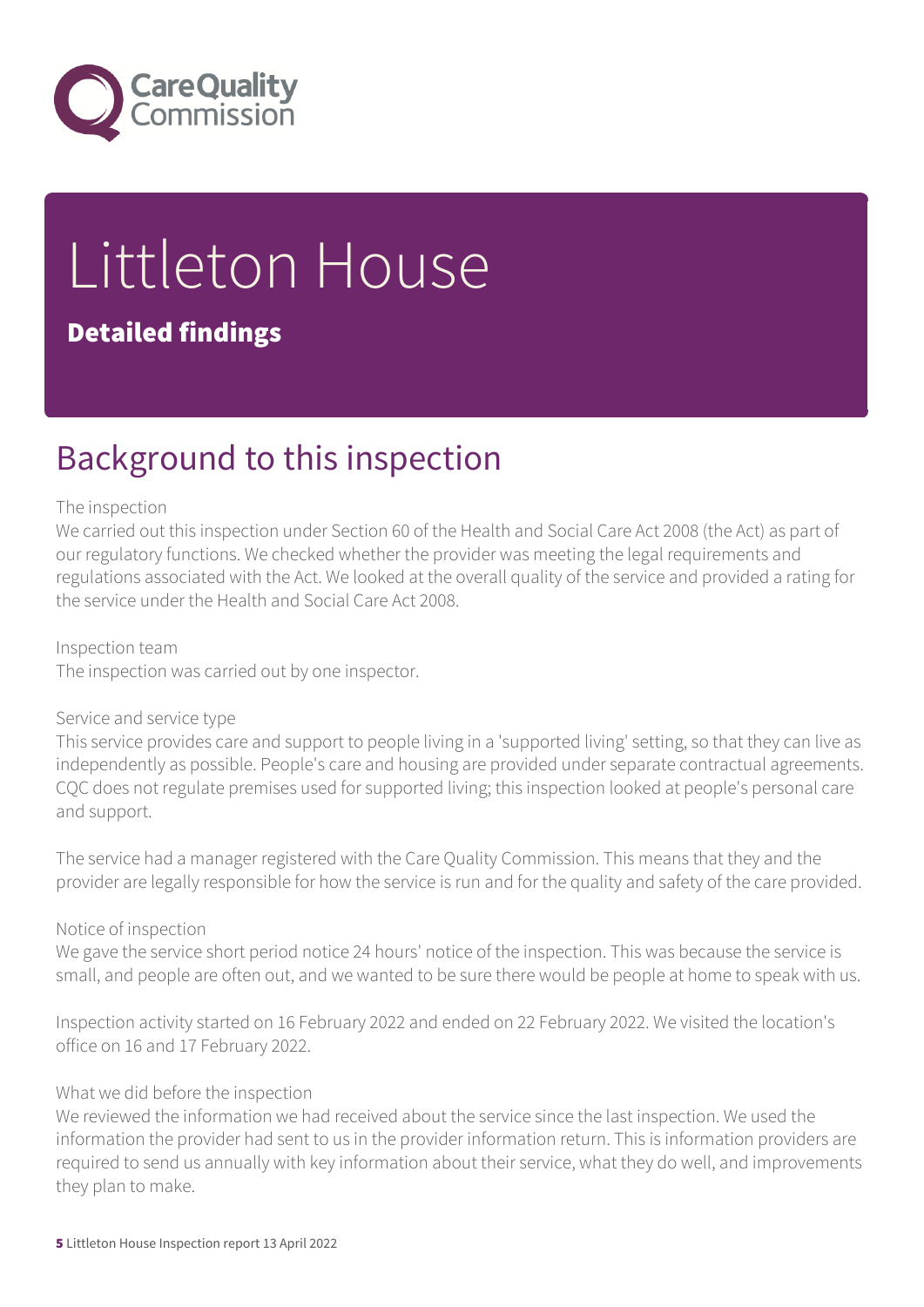# Littleton House

## Detailed findings

## Background to this inspection

The inspection
We carried out this inspection under Section 60 of the Health and Social Care Act 2008 (the Act) as part of our regulatory functions. We checked whether the provider was meeting the legal requirements and regulations associated with the Act. We looked at the overall quality of the service and provided a rating for the service under the Health and Social Care Act 2008.

Inspection team
The inspection was carried out by one inspector.

Service and service type
This service provides care and support to people living in a 'supported living' setting, so that they can live as independently as possible. People's care and housing are provided under separate contractual agreements. CQC does not regulate premises used for supported living; this inspection looked at people's personal care and support.

The service had a manager registered with the Care Quality Commission. This means that they and the provider are legally responsible for how the service is run and for the quality and safety of the care provided.

Notice of inspection
We gave the service short period notice 24 hours' notice of the inspection. This was because the service is small, and people are often out, and we wanted to be sure there would be people at home to speak with us.

Inspection activity started on 16 February 2022 and ended on 22 February 2022. We visited the location's office on 16 and 17 February 2022.

What we did before the inspection
We reviewed the information we had received about the service since the last inspection. We used the information the provider had sent to us in the provider information return. This is information providers are required to send us annually with key information about their service, what they do well, and improvements they plan to make.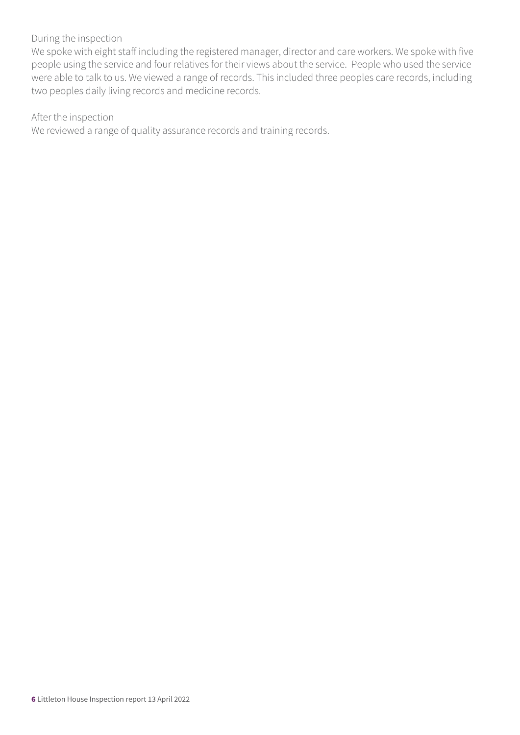During the inspection

We spoke with eight staff including the registered manager, director and care workers. We spoke with five people using the service and four relatives for their views about the service. People who used the service were able to talk to us. We viewed a range of records. This included three peoples care records, including two peoples daily living records and medicine records.

After the inspection

We reviewed a range of quality assurance records and training records.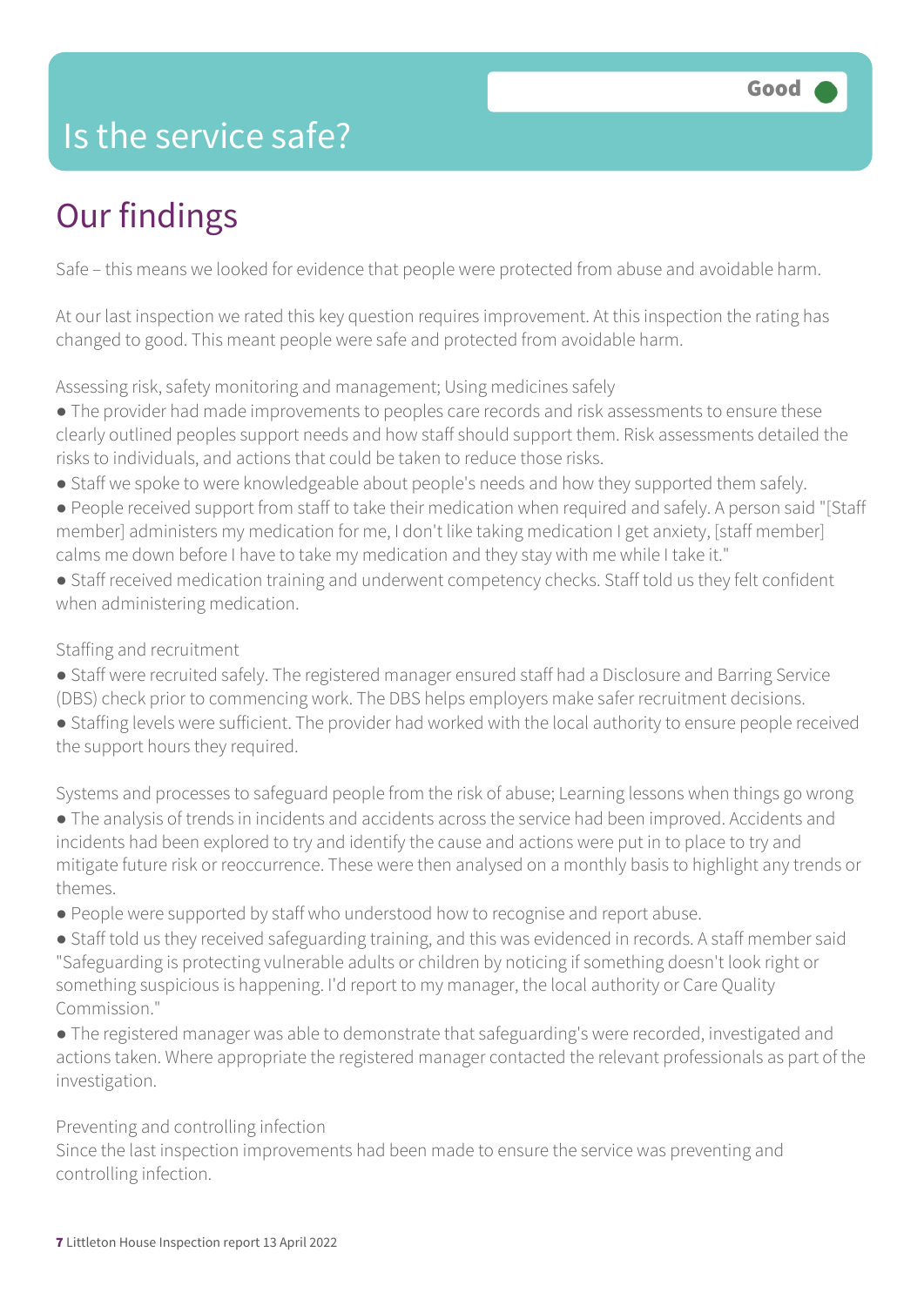# Is the service safe?

Good

## Our findings

Safe – this means we looked for evidence that people were protected from abuse and avoidable harm.

At our last inspection we rated this key question requires improvement. At this inspection the rating has changed to good. This meant people were safe and protected from avoidable harm.

Assessing risk, safety monitoring and management; Using medicines safely

- The provider had made improvements to peoples care records and risk assessments to ensure these clearly outlined peoples support needs and how staff should support them. Risk assessments detailed the risks to individuals, and actions that could be taken to reduce those risks.
- Staff we spoke to were knowledgeable about people's needs and how they supported them safely.
- People received support from staff to take their medication when required and safely. A person said "[Staff member] administers my medication for me, I don't like taking medication I get anxiety, [staff member] calms me down before I have to take my medication and they stay with me while I take it."
- Staff received medication training and underwent competency checks. Staff told us they felt confident when administering medication.

Staffing and recruitment

- Staff were recruited safely. The registered manager ensured staff had a Disclosure and Barring Service (DBS) check prior to commencing work. The DBS helps employers make safer recruitment decisions.
- Staffing levels were sufficient. The provider had worked with the local authority to ensure people received the support hours they required.

Systems and processes to safeguard people from the risk of abuse; Learning lessons when things go wrong

- The analysis of trends in incidents and accidents across the service had been improved. Accidents and incidents had been explored to try and identify the cause and actions were put in to place to try and mitigate future risk or reoccurrence. These were then analysed on a monthly basis to highlight any trends or themes.
- People were supported by staff who understood how to recognise and report abuse.
- Staff told us they received safeguarding training, and this was evidenced in records. A staff member said "Safeguarding is protecting vulnerable adults or children by noticing if something doesn't look right or something suspicious is happening. I'd report to my manager, the local authority or Care Quality Commission."
- The registered manager was able to demonstrate that safeguarding's were recorded, investigated and actions taken. Where appropriate the registered manager contacted the relevant professionals as part of the investigation.

Preventing and controlling infection

Since the last inspection improvements had been made to ensure the service was preventing and controlling infection.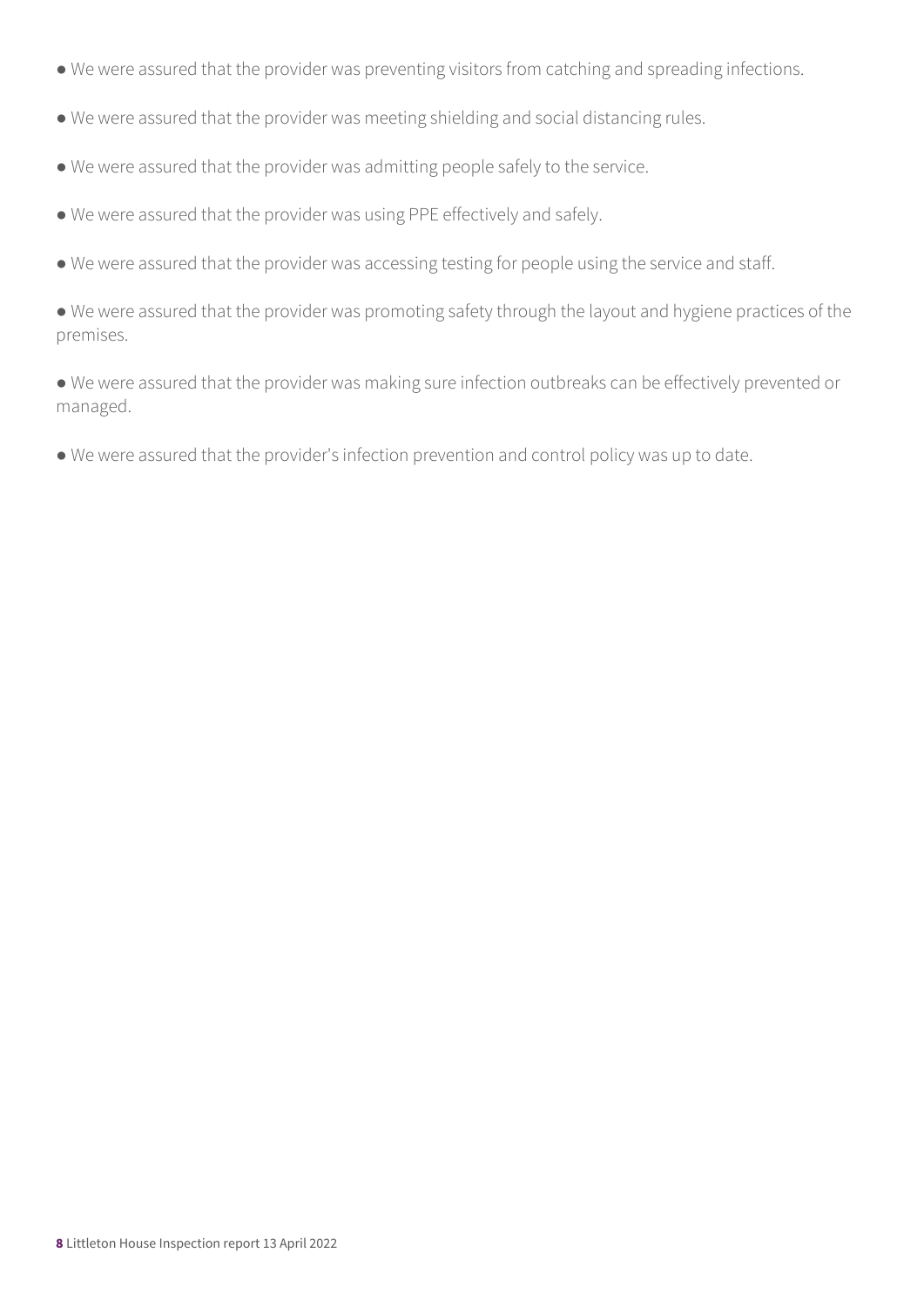- We were assured that the provider was preventing visitors from catching and spreading infections.
- We were assured that the provider was meeting shielding and social distancing rules.
- We were assured that the provider was admitting people safely to the service.
- We were assured that the provider was using PPE effectively and safely.
- We were assured that the provider was accessing testing for people using the service and staff.
- We were assured that the provider was promoting safety through the layout and hygiene practices of the premises.
- We were assured that the provider was making sure infection outbreaks can be effectively prevented or managed.
- We were assured that the provider's infection prevention and control policy was up to date.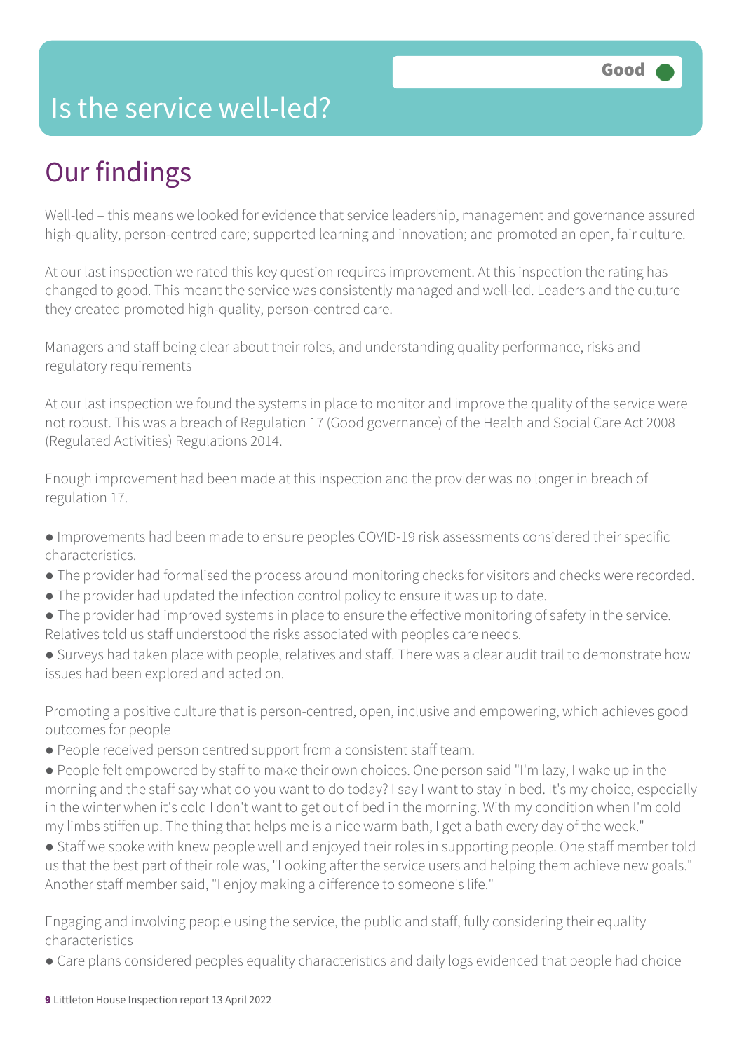Good

# Is the service well-led?

## Our findings

Well-led – this means we looked for evidence that service leadership, management and governance assured high-quality, person-centred care; supported learning and innovation; and promoted an open, fair culture.

At our last inspection we rated this key question requires improvement. At this inspection the rating has changed to good. This meant the service was consistently managed and well-led. Leaders and the culture they created promoted high-quality, person-centred care.

Managers and staff being clear about their roles, and understanding quality performance, risks and regulatory requirements

At our last inspection we found the systems in place to monitor and improve the quality of the service were not robust. This was a breach of Regulation 17 (Good governance) of the Health and Social Care Act 2008 (Regulated Activities) Regulations 2014.

Enough improvement had been made at this inspection and the provider was no longer in breach of regulation 17.

- Improvements had been made to ensure peoples COVID-19 risk assessments considered their specific characteristics.
- The provider had formalised the process around monitoring checks for visitors and checks were recorded.
- The provider had updated the infection control policy to ensure it was up to date.
- The provider had improved systems in place to ensure the effective monitoring of safety in the service. Relatives told us staff understood the risks associated with peoples care needs.
- Surveys had taken place with people, relatives and staff. There was a clear audit trail to demonstrate how issues had been explored and acted on.

Promoting a positive culture that is person-centred, open, inclusive and empowering, which achieves good outcomes for people

- People received person centred support from a consistent staff team.
- People felt empowered by staff to make their own choices. One person said "I'm lazy, I wake up in the morning and the staff say what do you want to do today? I say I want to stay in bed. It's my choice, especially in the winter when it's cold I don't want to get out of bed in the morning. With my condition when I'm cold my limbs stiffen up. The thing that helps me is a nice warm bath, I get a bath every day of the week."
- Staff we spoke with knew people well and enjoyed their roles in supporting people. One staff member told us that the best part of their role was, "Looking after the service users and helping them achieve new goals." Another staff member said, "I enjoy making a difference to someone's life."

Engaging and involving people using the service, the public and staff, fully considering their equality characteristics

- Care plans considered peoples equality characteristics and daily logs evidenced that people had choice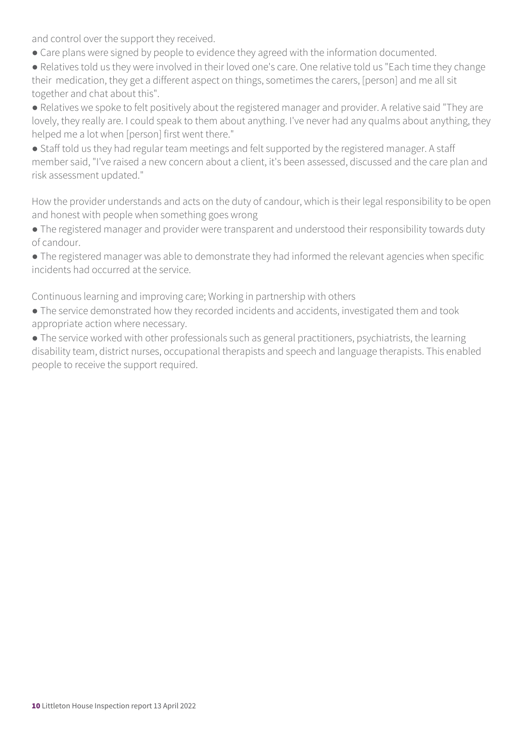and control over the support they received.

- Care plans were signed by people to evidence they agreed with the information documented.
- Relatives told us they were involved in their loved one's care. One relative told us "Each time they change their medication, they get a different aspect on things, sometimes the carers, [person] and me all sit together and chat about this".
- Relatives we spoke to felt positively about the registered manager and provider. A relative said "They are lovely, they really are. I could speak to them about anything. I've never had any qualms about anything, they helped me a lot when [person] first went there."
- Staff told us they had regular team meetings and felt supported by the registered manager. A staff member said, "I've raised a new concern about a client, it's been assessed, discussed and the care plan and risk assessment updated."

How the provider understands and acts on the duty of candour, which is their legal responsibility to be open and honest with people when something goes wrong

- The registered manager and provider were transparent and understood their responsibility towards duty of candour.
- The registered manager was able to demonstrate they had informed the relevant agencies when specific incidents had occurred at the service.

Continuous learning and improving care; Working in partnership with others

- The service demonstrated how they recorded incidents and accidents, investigated them and took appropriate action where necessary.
- The service worked with other professionals such as general practitioners, psychiatrists, the learning disability team, district nurses, occupational therapists and speech and language therapists. This enabled people to receive the support required.